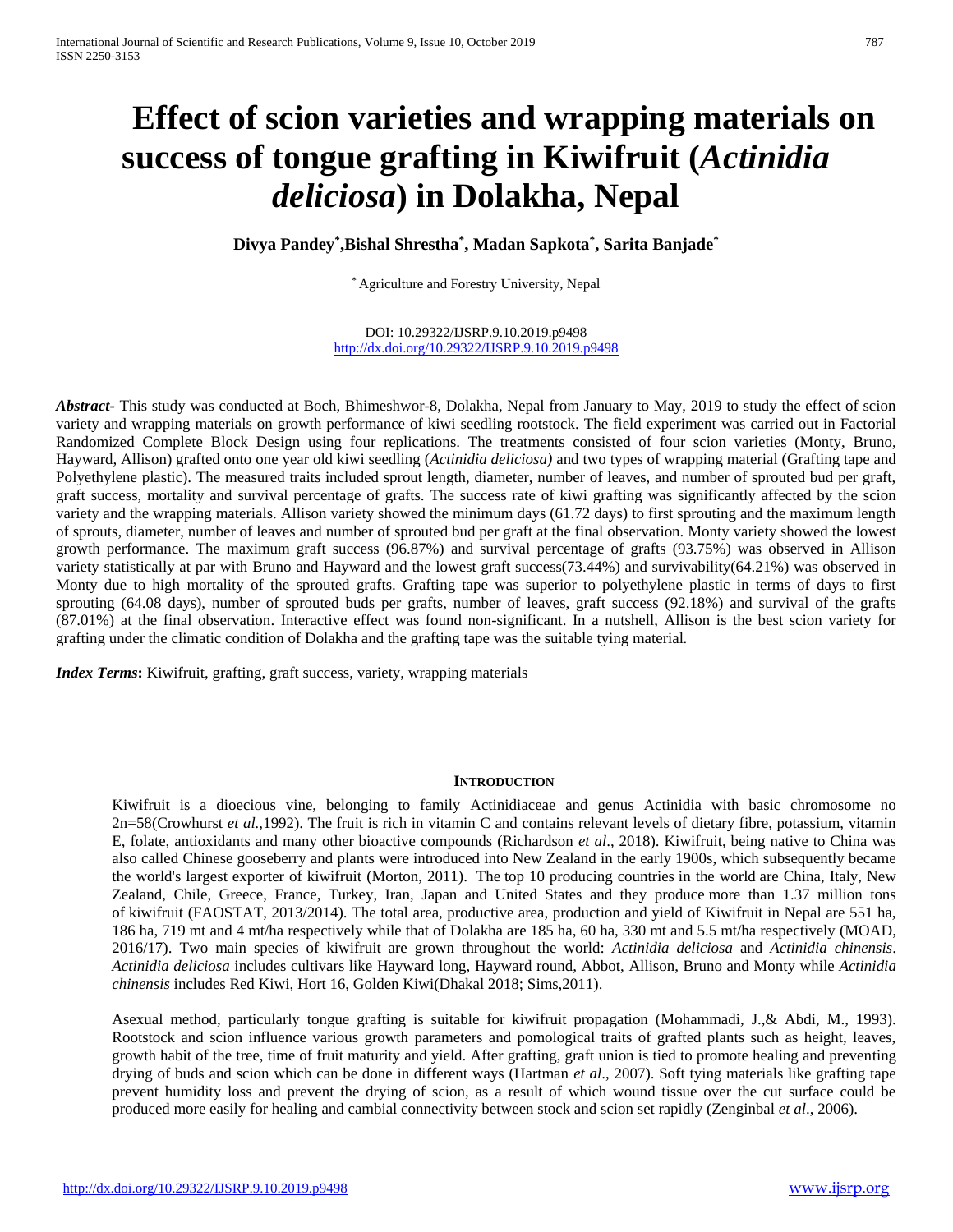# Effect of scion varieties and wrapping materials on success of tongue grafting in Kiwifruit (*Actinidia deliciosa*) in Dolakha, Nepal

**Divya Pandey[*], Bishal Shrestha[*], Madan Sapkota[*], Sarita Banjade[*]**

[*] Agriculture and Forestry University, Nepal

DOI: 10.29322/IJSRP.9.10.2019.p9498
http://dx.doi.org/10.29322/IJSRP.9.10.2019.p9498

***Abstract*****-** This study was conducted at Boch, Bhimeshwor-8, Dolakha, Nepal from January to May, 2019 to study the effect of scion variety and wrapping materials on growth performance of kiwi seedling rootstock. The field experiment was carried out in Factorial Randomized Complete Block Design using four replications. The treatments consisted of four scion varieties (Monty, Bruno, Hayward, Allison) grafted onto one year old kiwi seedling (*Actinidia deliciosa)* and two types of wrapping material (Grafting tape and Polyethylene plastic). The measured traits included sprout length, diameter, number of leaves, and number of sprouted bud per graft, graft success, mortality and survival percentage of grafts. The success rate of kiwi grafting was significantly affected by the scion variety and the wrapping materials. Allison variety showed the minimum days (61.72 days) to first sprouting and the maximum length of sprouts, diameter, number of leaves and number of sprouted bud per graft at the final observation. Monty variety showed the lowest growth performance. The maximum graft success (96.87%) and survival percentage of grafts (93.75%) was observed in Allison variety statistically at par with Bruno and Hayward and the lowest graft success(73.44%) and survivability(64.21%) was observed in Monty due to high mortality of the sprouted grafts. Grafting tape was superior to polyethylene plastic in terms of days to first sprouting (64.08 days), number of sprouted buds per grafts, number of leaves, graft success (92.18%) and survival of the grafts (87.01%) at the final observation. Interactive effect was found non-significant. In a nutshell, Allison is the best scion variety for grafting under the climatic condition of Dolakha and the grafting tape was the suitable tying material.

***Index Terms*****:** Kiwifruit, grafting, graft success, variety, wrapping materials

## INTRODUCTION

Kiwifruit is a dioecious vine, belonging to family Actinidiaceae and genus Actinidia with basic chromosome no 2n=58(Crowhurst *et al.,*1992). The fruit is rich in vitamin C and contains relevant levels of dietary fibre, potassium, vitamin E, folate, antioxidants and many other bioactive compounds (Richardson *et al*., 2018). Kiwifruit, being native to China was also called Chinese gooseberry and plants were introduced into New Zealand in the early 1900s, which subsequently became the world's largest exporter of kiwifruit (Morton, 2011). The top 10 producing countries in the world are China, Italy, New Zealand, Chile, Greece, France, Turkey, Iran, Japan and United States and they produce more than 1.37 million tons of kiwifruit (FAOSTAT, 2013/2014). The total area, productive area, production and yield of Kiwifruit in Nepal are 551 ha, 186 ha, 719 mt and 4 mt/ha respectively while that of Dolakha are 185 ha, 60 ha, 330 mt and 5.5 mt/ha respectively (MOAD, 2016/17). Two main species of kiwifruit are grown throughout the world: *Actinidia deliciosa* and *Actinidia chinensis*. *Actinidia deliciosa* includes cultivars like Hayward long, Hayward round, Abbot, Allison, Bruno and Monty while *Actinidia chinensis* includes Red Kiwi, Hort 16, Golden Kiwi(Dhakal 2018; Sims,2011).

Asexual method, particularly tongue grafting is suitable for kiwifruit propagation (Mohammadi, J.,& Abdi, M., 1993). Rootstock and scion influence various growth parameters and pomological traits of grafted plants such as height, leaves, growth habit of the tree, time of fruit maturity and yield. After grafting, graft union is tied to promote healing and preventing drying of buds and scion which can be done in different ways (Hartman *et al*., 2007). Soft tying materials like grafting tape prevent humidity loss and prevent the drying of scion, as a result of which wound tissue over the cut surface could be produced more easily for healing and cambial connectivity between stock and scion set rapidly (Zenginbal *et al*., 2006).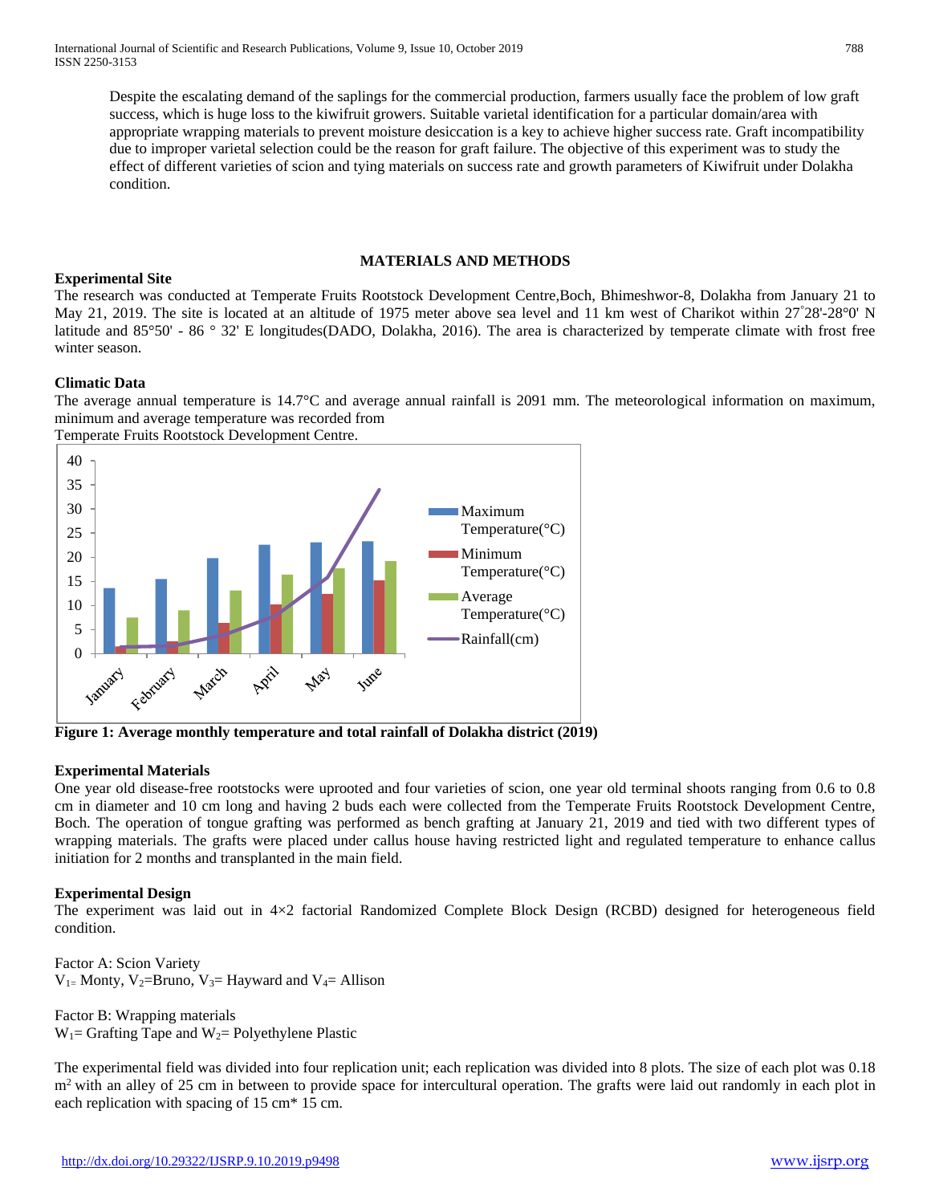Despite the escalating demand of the saplings for the commercial production, farmers usually face the problem of low graft success, which is huge loss to the kiwifruit growers. Suitable varietal identification for a particular domain/area with appropriate wrapping materials to prevent moisture desiccation is a key to achieve higher success rate. Graft incompatibility due to improper varietal selection could be the reason for graft failure. The objective of this experiment was to study the effect of different varieties of scion and tying materials on success rate and growth parameters of Kiwifruit under Dolakha condition.

## MATERIALS AND METHODS

### Experimental Site

The research was conducted at Temperate Fruits Rootstock Development Centre,Boch, Bhimeshwor-8, Dolakha from January 21 to May 21, 2019. The site is located at an altitude of 1975 meter above sea level and 11 km west of Charikot within 27˚28'-28°0' N latitude and 85°50' - 86 ° 32' E longitudes(DADO, Dolakha, 2016). The area is characterized by temperate climate with frost free winter season.

### Climatic Data

The average annual temperature is 14.7°C and average annual rainfall is 2091 mm. The meteorological information on maximum, minimum and average temperature was recorded from
Temperate Fruits Rootstock Development Centre.

**Figure 1: Average monthly temperature and total rainfall of Dolakha district (2019)**

### Experimental Materials

One year old disease-free rootstocks were uprooted and four varieties of scion, one year old terminal shoots ranging from 0.6 to 0.8 cm in diameter and 10 cm long and having 2 buds each were collected from the Temperate Fruits Rootstock Development Centre, Boch. The operation of tongue grafting was performed as bench grafting at January 21, 2019 and tied with two different types of wrapping materials. The grafts were placed under callus house having restricted light and regulated temperature to enhance callus initiation for 2 months and transplanted in the main field.

### Experimental Design

The experiment was laid out in 4×2 factorial Randomized Complete Block Design (RCBD) designed for heterogeneous field condition.

Factor A: Scion Variety
$V_1$= Monty, $V_2$=Bruno, $V_3$= Hayward and $V_4$= Allison

Factor B: Wrapping materials
$W_1$= Grafting Tape and $W_2$= Polyethylene Plastic

The experimental field was divided into four replication unit; each replication was divided into 8 plots. The size of each plot was 0.18 $m^2$ with an alley of 25 cm in between to provide space for intercultural operation. The grafts were laid out randomly in each plot in each replication with spacing of 15 cm* 15 cm.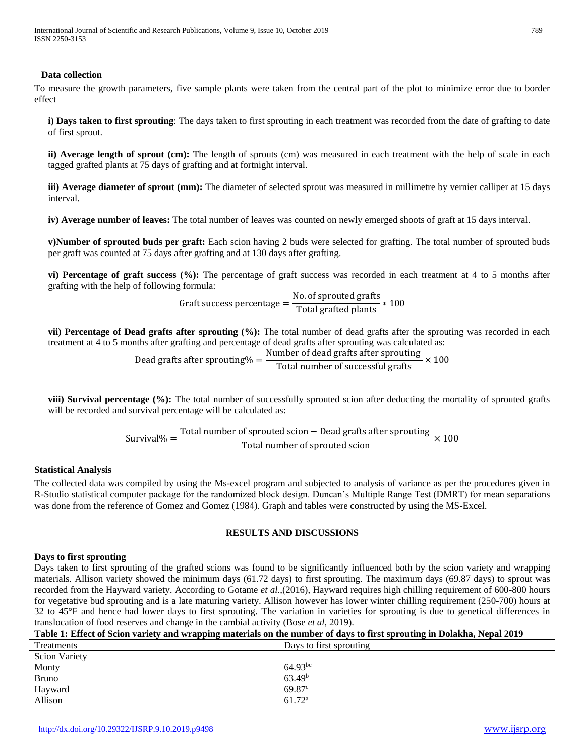### Data collection

To measure the growth parameters, five sample plants were taken from the central part of the plot to minimize error due to border effect

**i) Days taken to first sprouting**: The days taken to first sprouting in each treatment was recorded from the date of grafting to date of first sprout.

**ii) Average length of sprout (cm):** The length of sprouts (cm) was measured in each treatment with the help of scale in each tagged grafted plants at 75 days of grafting and at fortnight interval.

**iii) Average diameter of sprout (mm):** The diameter of selected sprout was measured in millimetre by vernier calliper at 15 days interval.

**iv) Average number of leaves:** The total number of leaves was counted on newly emerged shoots of graft at 15 days interval.

**v)Number of sprouted buds per graft:** Each scion having 2 buds were selected for grafting. The total number of sprouted buds per graft was counted at 75 days after grafting and at 130 days after grafting.

**vi) Percentage of graft success (%):** The percentage of graft success was recorded in each treatment at 4 to 5 months after grafting with the help of following formula:

$$\text{Graft success percentage} = \frac{\text{No. of sprouted grafts}}{\text{Total grafted plants}} * 100$$

**vii) Percentage of Dead grafts after sprouting (%):** The total number of dead grafts after the sprouting was recorded in each treatment at 4 to 5 months after grafting and percentage of dead grafts after sprouting was calculated as:

$$\text{Dead grafts after sprouting\%} = \frac{\text{Number of dead grafts after sprouting}}{\text{Total number of successful grafts}} \times 100$$

**viii) Survival percentage (%):** The total number of successfully sprouted scion after deducting the mortality of sprouted grafts will be recorded and survival percentage will be calculated as:

$$\text{Survival\%} = \frac{\text{Total number of sprouted scion} - \text{Dead grafts after sprouting}}{\text{Total number of sprouted scion}} \times 100$$

### Statistical Analysis

The collected data was compiled by using the Ms-excel program and subjected to analysis of variance as per the procedures given in R-Studio statistical computer package for the randomized block design. Duncan's Multiple Range Test (DMRT) for mean separations was done from the reference of Gomez and Gomez (1984). Graph and tables were constructed by using the MS-Excel.

## RESULTS AND DISCUSSIONS

### Days to first sprouting

Days taken to first sprouting of the grafted scions was found to be significantly influenced both by the scion variety and wrapping materials. Allison variety showed the minimum days (61.72 days) to first sprouting. The maximum days (69.87 days) to sprout was recorded from the Hayward variety. According to Gotame *et al*.,(2016), Hayward requires high chilling requirement of 600-800 hours for vegetative bud sprouting and is a late maturing variety. Allison however has lower winter chilling requirement (250-700) hours at 32 to 45°F and hence had lower days to first sprouting. The variation in varieties for sprouting is due to genetical differences in translocation of food reserves and change in the cambial activity (Bose *et al*, 2019).

**Table 1: Effect of Scion variety and wrapping materials on the number of days to first sprouting in Dolakha, Nepal 2019**

| Treatments | Days to first sprouting |
|---|---|
| Scion Variety | |
| Monty | $64.93^{bc}$ |
| Bruno | $63.49^{b}$ |
| Hayward | $69.87^{c}$ |
| Allison | $61.72^{a}$ |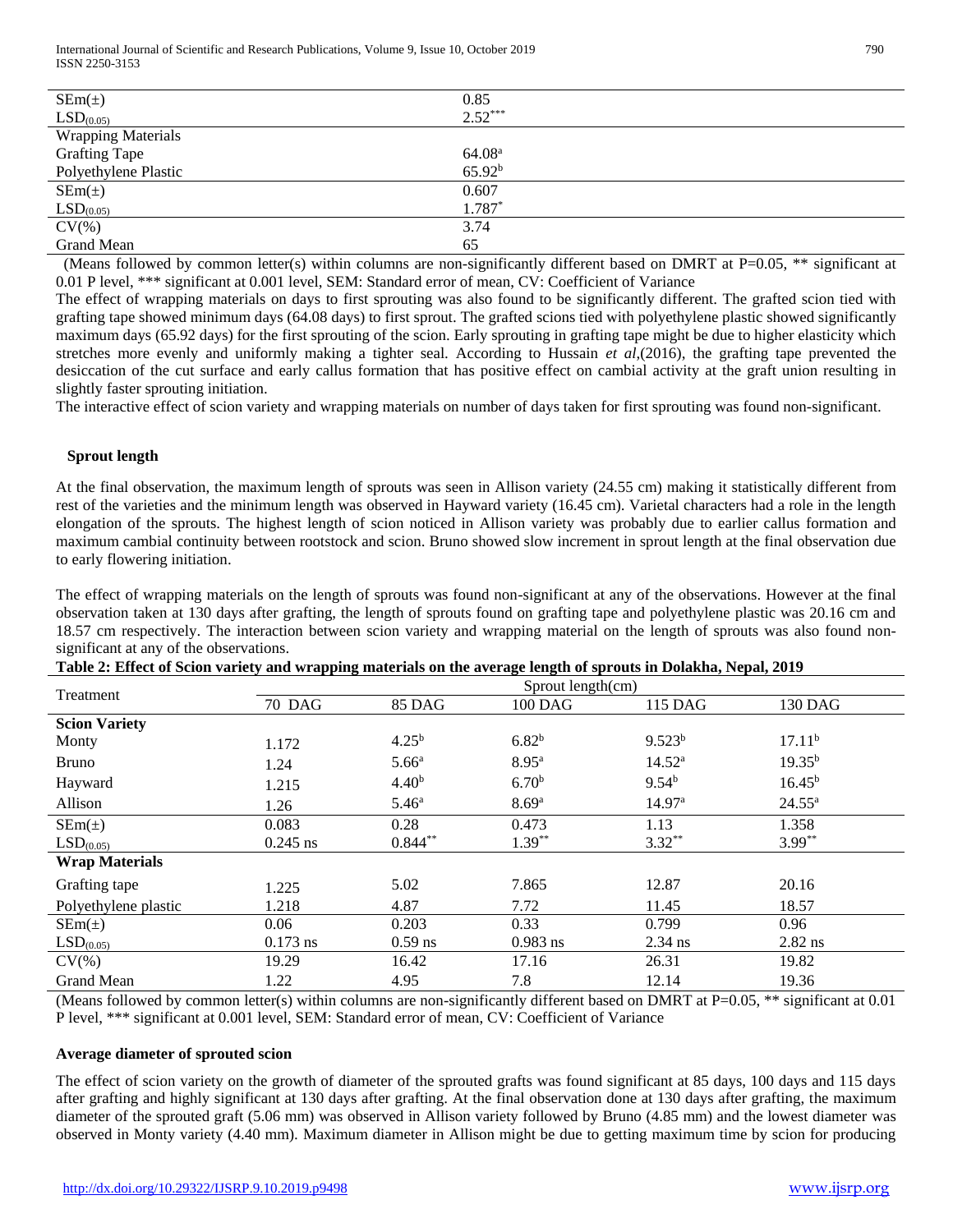| | |
|---|---|
| SEm(±) | 0.85 |
| $LSD_{(0.05)}$ | $2.52^{***}$ |
| Wrapping Materials | |
| Grafting Tape | $64.08^{a}$ |
| Polyethylene Plastic | $65.92^{b}$ |
| SEm(±) | 0.607 |
| $LSD_{(0.05)}$ | $1.787^{*}$ |
| CV(%) | 3.74 |
| Grand Mean | 65 |

(Means followed by common letter(s) within columns are non-significantly different based on DMRT at P=0.05, ** significant at 0.01 P level, *** significant at 0.001 level, SEM: Standard error of mean, CV: Coefficient of Variance

The effect of wrapping materials on days to first sprouting was also found to be significantly different. The grafted scion tied with grafting tape showed minimum days (64.08 days) to first sprout. The grafted scions tied with polyethylene plastic showed significantly maximum days (65.92 days) for the first sprouting of the scion. Early sprouting in grafting tape might be due to higher elasticity which stretches more evenly and uniformly making a tighter seal. According to Hussain *et al*,(2016), the grafting tape prevented the desiccation of the cut surface and early callus formation that has positive effect on cambial activity at the graft union resulting in slightly faster sprouting initiation.

The interactive effect of scion variety and wrapping materials on number of days taken for first sprouting was found non-significant.

## Sprout length

At the final observation, the maximum length of sprouts was seen in Allison variety (24.55 cm) making it statistically different from rest of the varieties and the minimum length was observed in Hayward variety (16.45 cm). Varietal characters had a role in the length elongation of the sprouts. The highest length of scion noticed in Allison variety was probably due to earlier callus formation and maximum cambial continuity between rootstock and scion. Bruno showed slow increment in sprout length at the final observation due to early flowering initiation.

The effect of wrapping materials on the length of sprouts was found non-significant at any of the observations. However at the final observation taken at 130 days after grafting, the length of sprouts found on grafting tape and polyethylene plastic was 20.16 cm and 18.57 cm respectively. The interaction between scion variety and wrapping material on the length of sprouts was also found non-significant at any of the observations.

**Table 2: Effect of Scion variety and wrapping materials on the average length of sprouts in Dolakha, Nepal, 2019**

| Treatment | Sprout length(cm) | | | | |
|---|---|---|---|---|---|
| | 70 DAG | 85 DAG | 100 DAG | 115 DAG | 130 DAG |
| **Scion Variety** | | | | | |
| Monty | 1.172 | $4.25^{b}$ | $6.82^{b}$ | $9.523^{b}$ | $17.11^{b}$ |
| Bruno | 1.24 | $5.66^{a}$ | $8.95^{a}$ | $14.52^{a}$ | $19.35^{b}$ |
| Hayward | 1.215 | $4.40^{b}$ | $6.70^{b}$ | $9.54^{b}$ | $16.45^{b}$ |
| Allison | 1.26 | $5.46^{a}$ | $8.69^{a}$ | $14.97^{a}$ | $24.55^{a}$ |
| SEm(±) | 0.083 | 0.28 | 0.473 | 1.13 | 1.358 |
| $LSD_{(0.05)}$ | 0.245 ns | $0.844^{**}$ | $1.39^{**}$ | $3.32^{**}$ | $3.99^{**}$ |
| **Wrap Materials** | | | | | |
| Grafting tape | 1.225 | 5.02 | 7.865 | 12.87 | 20.16 |
| Polyethylene plastic | 1.218 | 4.87 | 7.72 | 11.45 | 18.57 |
| SEm(±) | 0.06 | 0.203 | 0.33 | 0.799 | 0.96 |
| $LSD_{(0.05)}$ | 0.173 ns | 0.59 ns | 0.983 ns | 2.34 ns | 2.82 ns |
| CV(%) | 19.29 | 16.42 | 17.16 | 26.31 | 19.82 |
| Grand Mean | 1.22 | 4.95 | 7.8 | 12.14 | 19.36 |

(Means followed by common letter(s) within columns are non-significantly different based on DMRT at P=0.05, ** significant at 0.01 P level, *** significant at 0.001 level, SEM: Standard error of mean, CV: Coefficient of Variance

## Average diameter of sprouted scion

The effect of scion variety on the growth of diameter of the sprouted grafts was found significant at 85 days, 100 days and 115 days after grafting and highly significant at 130 days after grafting. At the final observation done at 130 days after grafting, the maximum diameter of the sprouted graft (5.06 mm) was observed in Allison variety followed by Bruno (4.85 mm) and the lowest diameter was observed in Monty variety (4.40 mm). Maximum diameter in Allison might be due to getting maximum time by scion for producing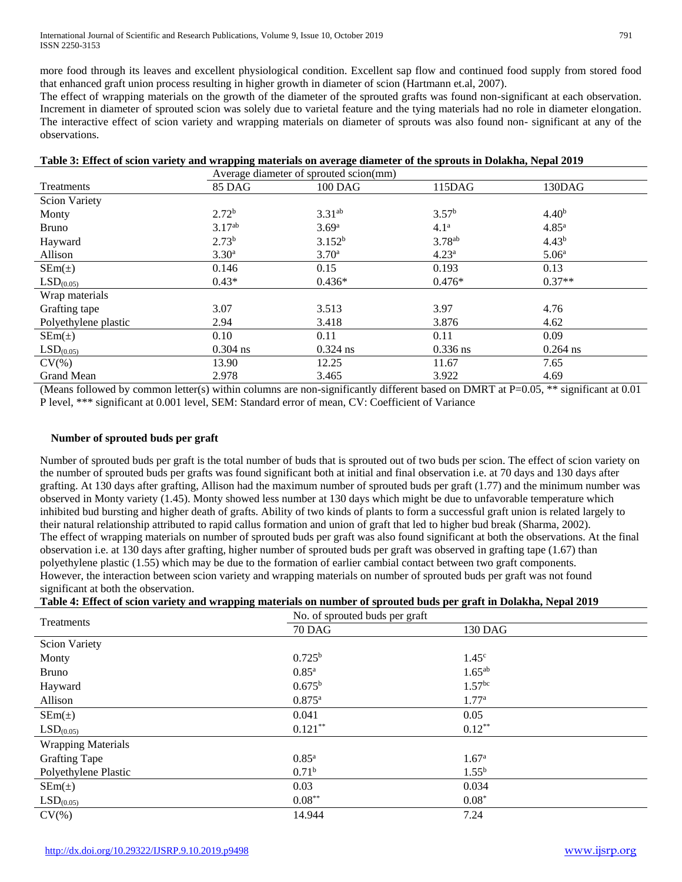more food through its leaves and excellent physiological condition. Excellent sap flow and continued food supply from stored food that enhanced graft union process resulting in higher growth in diameter of scion (Hartmann et.al, 2007).

The effect of wrapping materials on the growth of the diameter of the sprouted grafts was found non-significant at each observation. Increment in diameter of sprouted scion was solely due to varietal feature and the tying materials had no role in diameter elongation. The interactive effect of scion variety and wrapping materials on diameter of sprouts was also found non- significant at any of the observations.

**Table 3: Effect of scion variety and wrapping materials on average diameter of the sprouts in Dolakha, Nepal 2019**

| | Average diameter of sprouted scion(mm) | | | |
|---|---|---|---|---|
| Treatments | 85 DAG | 100 DAG | 115DAG | 130DAG |
| Scion Variety | | | | |
| Monty | $2.72^{b}$ | $3.31^{ab}$ | $3.57^{b}$ | $4.40^{b}$ |
| Bruno | $3.17^{ab}$ | $3.69^{a}$ | $4.1^{a}$ | $4.85^{a}$ |
| Hayward | $2.73^{b}$ | $3.152^{b}$ | $3.78^{ab}$ | $4.43^{b}$ |
| Allison | $3.30^{a}$ | $3.70^{a}$ | $4.23^{a}$ | $5.06^{a}$ |
| SEm(±) | 0.146 | 0.15 | 0.193 | 0.13 |
| $LSD_{(0.05)}$ | 0.43* | 0.436* | 0.476* | 0.37** |
| Wrap materials | | | | |
| Grafting tape | 3.07 | 3.513 | 3.97 | 4.76 |
| Polyethylene plastic | 2.94 | 3.418 | 3.876 | 4.62 |
| SEm(±) | 0.10 | 0.11 | 0.11 | 0.09 |
| $LSD_{(0.05)}$ | 0.304 ns | 0.324 ns | 0.336 ns | 0.264 ns |
| CV(%) | 13.90 | 12.25 | 11.67 | 7.65 |
| Grand Mean | 2.978 | 3.465 | 3.922 | 4.69 |

(Means followed by common letter(s) within columns are non-significantly different based on DMRT at P=0.05, ** significant at 0.01 P level, *** significant at 0.001 level, SEM: Standard error of mean, CV: Coefficient of Variance

### Number of sprouted buds per graft

Number of sprouted buds per graft is the total number of buds that is sprouted out of two buds per scion. The effect of scion variety on the number of sprouted buds per grafts was found significant both at initial and final observation i.e. at 70 days and 130 days after grafting. At 130 days after grafting, Allison had the maximum number of sprouted buds per graft (1.77) and the minimum number was observed in Monty variety (1.45). Monty showed less number at 130 days which might be due to unfavorable temperature which inhibited bud bursting and higher death of grafts. Ability of two kinds of plants to form a successful graft union is related largely to their natural relationship attributed to rapid callus formation and union of graft that led to higher bud break (Sharma, 2002).

The effect of wrapping materials on number of sprouted buds per graft was also found significant at both the observations. At the final observation i.e. at 130 days after grafting, higher number of sprouted buds per graft was observed in grafting tape (1.67) than polyethylene plastic (1.55) which may be due to the formation of earlier cambial contact between two graft components. However, the interaction between scion variety and wrapping materials on number of sprouted buds per graft was not found significant at both the observation.

**Table 4: Effect of scion variety and wrapping materials on number of sprouted buds per graft in Dolakha, Nepal 2019**

| Treatments | No. of sprouted buds per graft | |
|---|---|---|
| | 70 DAG | 130 DAG |
| Scion Variety | | |
| Monty | $0.725^{b}$ | $1.45^{c}$ |
| Bruno | $0.85^{a}$ | $1.65^{ab}$ |
| Hayward | $0.675^{b}$ | $1.57^{bc}$ |
| Allison | $0.875^{a}$ | $1.77^{a}$ |
| SEm(±) | 0.041 | 0.05 |
| $LSD_{(0.05)}$ | $0.121^{**}$ | $0.12^{**}$ |
| Wrapping Materials | | |
| Grafting Tape | $0.85^{a}$ | $1.67^{a}$ |
| Polyethylene Plastic | $0.71^{b}$ | $1.55^{b}$ |
| SEm(±) | 0.03 | 0.034 |
| $LSD_{(0.05)}$ | $0.08^{**}$ | $0.08^{*}$ |
| CV(%) | 14.944 | 7.24 |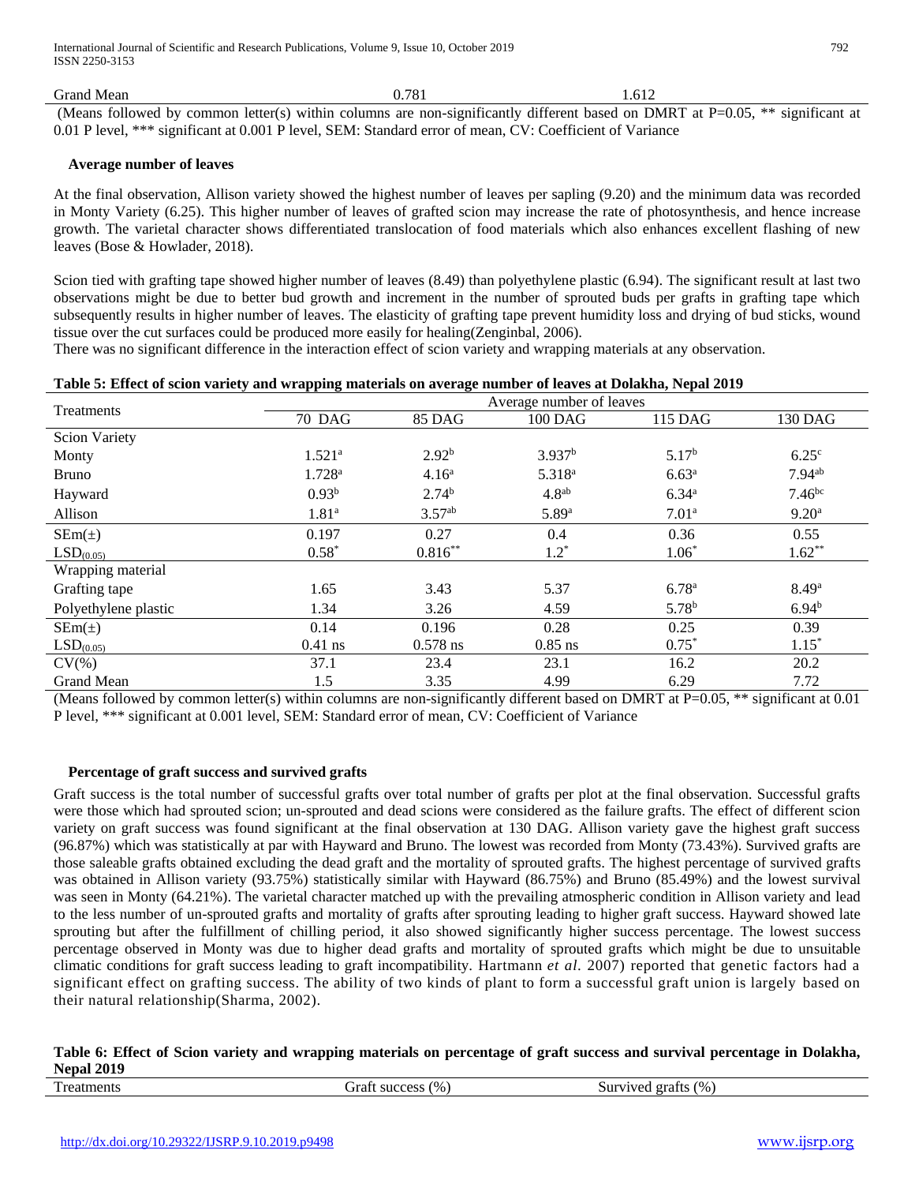| Grand Mean | 0.781 | 1.612 |
|---|---|---|

(Means followed by common letter(s) within columns are non-significantly different based on DMRT at P=0.05, ** significant at 0.01 P level, *** significant at 0.001 P level, SEM: Standard error of mean, CV: Coefficient of Variance

### Average number of leaves

At the final observation, Allison variety showed the highest number of leaves per sapling (9.20) and the minimum data was recorded in Monty Variety (6.25). This higher number of leaves of grafted scion may increase the rate of photosynthesis, and hence increase growth. The varietal character shows differentiated translocation of food materials which also enhances excellent flashing of new leaves (Bose & Howlader, 2018).

Scion tied with grafting tape showed higher number of leaves (8.49) than polyethylene plastic (6.94). The significant result at last two observations might be due to better bud growth and increment in the number of sprouted buds per grafts in grafting tape which subsequently results in higher number of leaves. The elasticity of grafting tape prevent humidity loss and drying of bud sticks, wound tissue over the cut surfaces could be produced more easily for healing(Zenginbal, 2006).

There was no significant difference in the interaction effect of scion variety and wrapping materials at any observation.

**Table 5: Effect of scion variety and wrapping materials on average number of leaves at Dolakha, Nepal 2019**

| Treatments | Average number of leaves | | | | |
|---|---|---|---|---|---|
| | 70 DAG | 85 DAG | 100 DAG | 115 DAG | 130 DAG |
| Scion Variety | | | | | |
| Monty | $1.521^{a}$ | $2.92^{b}$ | $3.937^{b}$ | $5.17^{b}$ | $6.25^{c}$ |
| Bruno | $1.728^{a}$ | $4.16^{a}$ | $5.318^{a}$ | $6.63^{a}$ | $7.94^{ab}$ |
| Hayward | $0.93^{b}$ | $2.74^{b}$ | $4.8^{ab}$ | $6.34^{a}$ | $7.46^{bc}$ |
| Allison | $1.81^{a}$ | $3.57^{ab}$ | $5.89^{a}$ | $7.01^{a}$ | $9.20^{a}$ |
| SEm(±) | 0.197 | 0.27 | 0.4 | 0.36 | 0.55 |
| $LSD_{(0.05)}$ | $0.58^{*}$ | $0.816^{**}$ | $1.2^{*}$ | $1.06^{*}$ | $1.62^{**}$ |
| Wrapping material | | | | | |
| Grafting tape | 1.65 | 3.43 | 5.37 | $6.78^{a}$ | $8.49^{a}$ |
| Polyethylene plastic | 1.34 | 3.26 | 4.59 | $5.78^{b}$ | $6.94^{b}$ |
| SEm(±) | 0.14 | 0.196 | 0.28 | 0.25 | 0.39 |
| $LSD_{(0.05)}$ | 0.41 ns | 0.578 ns | 0.85 ns | $0.75^{*}$ | $1.15^{*}$ |
| CV(%) | 37.1 | 23.4 | 23.1 | 16.2 | 20.2 |
| Grand Mean | 1.5 | 3.35 | 4.99 | 6.29 | 7.72 |

(Means followed by common letter(s) within columns are non-significantly different based on DMRT at P=0.05, ** significant at 0.01 P level, *** significant at 0.001 level, SEM: Standard error of mean, CV: Coefficient of Variance

### Percentage of graft success and survived grafts

Graft success is the total number of successful grafts over total number of grafts per plot at the final observation. Successful grafts were those which had sprouted scion; un-sprouted and dead scions were considered as the failure grafts. The effect of different scion variety on graft success was found significant at the final observation at 130 DAG. Allison variety gave the highest graft success (96.87%) which was statistically at par with Hayward and Bruno. The lowest was recorded from Monty (73.43%). Survived grafts are those saleable grafts obtained excluding the dead graft and the mortality of sprouted grafts. The highest percentage of survived grafts was obtained in Allison variety (93.75%) statistically similar with Hayward (86.75%) and Bruno (85.49%) and the lowest survival was seen in Monty (64.21%). The varietal character matched up with the prevailing atmospheric condition in Allison variety and lead to the less number of un-sprouted grafts and mortality of grafts after sprouting leading to higher graft success. Hayward showed late sprouting but after the fulfillment of chilling period, it also showed significantly higher success percentage. The lowest success percentage observed in Monty was due to higher dead grafts and mortality of sprouted grafts which might be due to unsuitable climatic conditions for graft success leading to graft incompatibility. Hartmann *et al.* 2007) reported that genetic factors had a significant effect on grafting success. The ability of two kinds of plant to form a successful graft union is largely based on their natural relationship(Sharma, 2002).

**Table 6: Effect of Scion variety and wrapping materials on percentage of graft success and survival percentage in Dolakha, Nepal 2019**

| Treatments | Graft success (%) | Survived grafts (%) |
|---|---|---|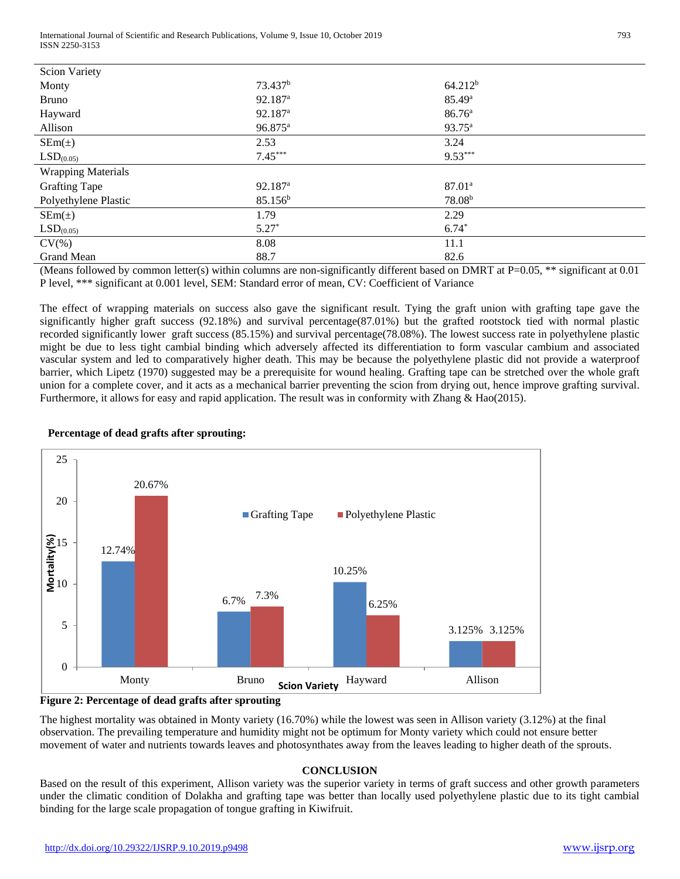| Scion Variety | | |
|---|---|---|
| Monty | 73.437[b] | 64.212[b] |
| Bruno | 92.187[a] | 85.49[a] |
| Hayward | 92.187[a] | 86.76[a] |
| Allison | 96.875[a] | 93.75[a] |
| SEm(±) | 2.53 | 3.24 |
| $LSD_{(0.05)}$ | 7.45*** | 9.53*** |
| Wrapping Materials | | |
| Grafting Tape | 92.187[a] | 87.01[a] |
| Polyethylene Plastic | 85.156[b] | 78.08[b] |
| SEm(±) | 1.79 | 2.29 |
| $LSD_{(0.05)}$ | 5.27* | 6.74* |
| CV(%) | 8.08 | 11.1 |
| Grand Mean | 88.7 | 82.6 |

(Means followed by common letter(s) within columns are non-significantly different based on DMRT at P=0.05, ** significant at 0.01 P level, *** significant at 0.001 level, SEM: Standard error of mean, CV: Coefficient of Variance

The effect of wrapping materials on success also gave the significant result. Tying the graft union with grafting tape gave the significantly higher graft success (92.18%) and survival percentage(87.01%) but the grafted rootstock tied with normal plastic recorded significantly lower graft success (85.15%) and survival percentage(78.08%). The lowest success rate in polyethylene plastic might be due to less tight cambial binding which adversely affected its differentiation to form vascular cambium and associated vascular system and led to comparatively higher death. This may be because the polyethylene plastic did not provide a waterproof barrier, which Lipetz (1970) suggested may be a prerequisite for wound healing. Grafting tape can be stretched over the whole graft union for a complete cover, and it acts as a mechanical barrier preventing the scion from drying out, hence improve grafting survival. Furthermore, it allows for easy and rapid application. The result was in conformity with Zhang & Hao(2015).

**Percentage of dead grafts after sprouting:**

| Scion Variety | Grafting Tape | Polyethylene Plastic |
|---|---|---|
| Monty | 12.74% | 20.67% |
| Bruno | 6.7% | 7.3% |
| Hayward | 10.25% | 6.25% |
| Allison | 3.125% | 3.125% |

**Figure 2: Percentage of dead grafts after sprouting**

The highest mortality was obtained in Monty variety (16.70%) while the lowest was seen in Allison variety (3.12%) at the final observation. The prevailing temperature and humidity might not be optimum for Monty variety which could not ensure better movement of water and nutrients towards leaves and photosynthates away from the leaves leading to higher death of the sprouts.

## CONCLUSION

Based on the result of this experiment, Allison variety was the superior variety in terms of graft success and other growth parameters under the climatic condition of Dolakha and grafting tape was better than locally used polyethylene plastic due to its tight cambial binding for the large scale propagation of tongue grafting in Kiwifruit.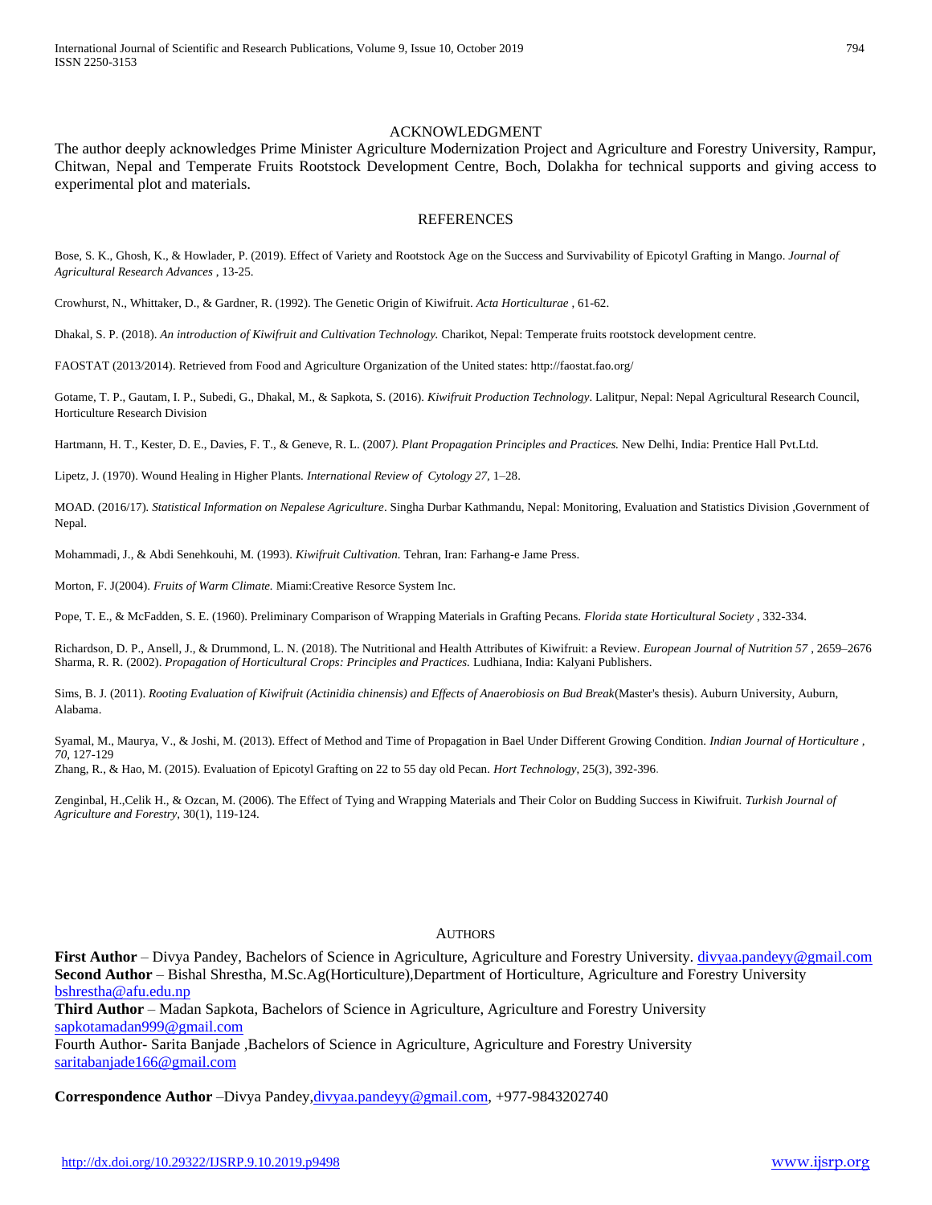## ACKNOWLEDGMENT

The author deeply acknowledges Prime Minister Agriculture Modernization Project and Agriculture and Forestry University, Rampur, Chitwan, Nepal and Temperate Fruits Rootstock Development Centre, Boch, Dolakha for technical supports and giving access to experimental plot and materials.

## REFERENCES

Bose, S. K., Ghosh, K., & Howlader, P. (2019). Effect of Variety and Rootstock Age on the Success and Survivability of Epicotyl Grafting in Mango. *Journal of Agricultural Research Advances* , 13-25.

Crowhurst, N., Whittaker, D., & Gardner, R. (1992). The Genetic Origin of Kiwifruit. *Acta Horticulturae* , 61-62.

Dhakal, S. P. (2018). *An introduction of Kiwifruit and Cultivation Technology.* Charikot, Nepal: Temperate fruits rootstock development centre.

FAOSTAT (2013/2014). Retrieved from Food and Agriculture Organization of the United states: http://faostat.fao.org/

Gotame, T. P., Gautam, I. P., Subedi, G., Dhakal, M., & Sapkota, S. (2016). *Kiwifruit Production Technology*. Lalitpur, Nepal: Nepal Agricultural Research Council, Horticulture Research Division

Hartmann, H. T., Kester, D. E., Davies, F. T., & Geneve, R. L. (2007*). Plant Propagation Principles and Practices.* New Delhi, India: Prentice Hall Pvt.Ltd.

Lipetz, J. (1970). Wound Healing in Higher Plants. *International Review of Cytology 27*, 1–28.

MOAD. (2016/17). *Statistical Information on Nepalese Agriculture*. Singha Durbar Kathmandu, Nepal: Monitoring, Evaluation and Statistics Division ,Government of Nepal.

Mohammadi, J., & Abdi Senehkouhi, M. (1993). *Kiwifruit Cultivation.* Tehran, Iran: Farhang-e Jame Press.

Morton, F. J(2004). *Fruits of Warm Climate.* Miami:Creative Resorce System Inc.

Pope, T. E., & McFadden, S. E. (1960). Preliminary Comparison of Wrapping Materials in Grafting Pecans. *Florida state Horticultural Society* , 332-334.

Richardson, D. P., Ansell, J., & Drummond, L. N. (2018). The Nutritional and Health Attributes of Kiwifruit: a Review. *European Journal of Nutrition 57* , 2659–2676

Sharma, R. R. (2002). *Propagation of Horticultural Crops: Principles and Practices.* Ludhiana, India: Kalyani Publishers.

Sims, B. J. (2011). *Rooting Evaluation of Kiwifruit (Actinidia chinensis) and Effects of Anaerobiosis on Bud Break*(Master's thesis). Auburn University, Auburn, Alabama.

Syamal, M., Maurya, V., & Joshi, M. (2013). Effect of Method and Time of Propagation in Bael Under Different Growing Condition. *Indian Journal of Horticulture , 70*, 127-129

Zhang, R., & Hao, M. (2015). Evaluation of Epicotyl Grafting on 22 to 55 day old Pecan. *Hort Technology*, 25(3), 392-396.

Zenginbal, H.,Celik H., & Ozcan, M. (2006). The Effect of Tying and Wrapping Materials and Their Color on Budding Success in Kiwifruit. *Turkish Journal of Agriculture and Forestry*, 30(1), 119-124.

## AUTHORS

**First Author** – Divya Pandey, Bachelors of Science in Agriculture, Agriculture and Forestry University. divyaa.pandeyy@gmail.com

**Second Author** – Bishal Shrestha, M.Sc.Ag(Horticulture),Department of Horticulture, Agriculture and Forestry University bshrestha@afu.edu.np

**Third Author** – Madan Sapkota, Bachelors of Science in Agriculture, Agriculture and Forestry University sapkotamadan999@gmail.com

Fourth Author- Sarita Banjade ,Bachelors of Science in Agriculture, Agriculture and Forestry University saritabanjade166@gmail.com

**Correspondence Author** –Divya Pandey,divyaa.pandeyy@gmail.com, +977-9843202740